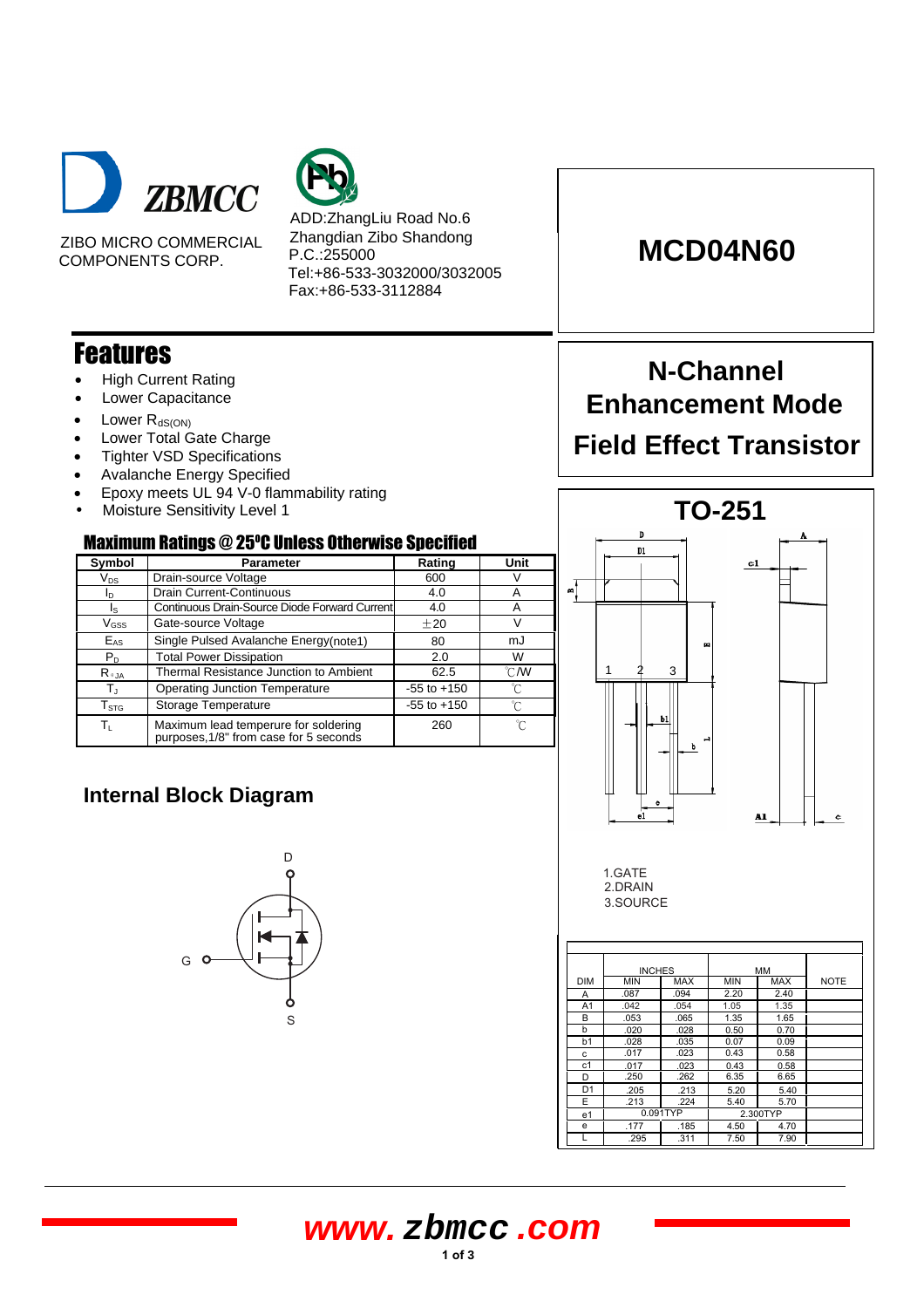ZBMCC

ZIBO MICRO COMMERCIAL COMPONENTS CORP.

ADD:ZhangLiu Road No.6
Zhangdian Zibo Shandong
P.C.:255000
Tel:+86-533-3032000/3032005
Fax:+86-533-3112884

# MCD04N60

## N-Channel Enhancement Mode Field Effect Transistor

## Features

- High Current Rating
- Lower Capacitance
- Lower $R_{dS(ON)}$
- Lower Total Gate Charge
- Tighter VSD Specifications
- Avalanche Energy Specified
- Epoxy meets UL 94 V-0 flammability rating
- Moisture Sensitivity Level 1

### Maximum Ratings @ 25°C Unless Otherwise Specified

| Symbol | Parameter | Rating | Unit |
|---|---|---|---|
| $V_{DS}$ | Drain-source Voltage | 600 | V |
| $I_D$ | Drain Current-Continuous | 4.0 | A |
| $I_S$ | Continuous Drain-Source Diode Forward Current | 4.0 | A |
| $V_{GSS}$ | Gate-source Voltage | ±20 | V |
| $E_{AS}$ | Single Pulsed Avalanche Energy(note1) | 80 | mJ |
| $P_D$ | Total Power Dissipation | 2.0 | W |
| $R_{\theta JA}$ | Thermal Resistance Junction to Ambient | 62.5 | ℃/W |
| $T_J$ | Operating Junction Temperature | -55 to +150 | ℃ |
| $T_{STG}$ | Storage Temperature | -55 to +150 | ℃ |
| $T_L$ | Maximum lead temperure for soldering purposes,1/8" from case for 5 seconds | 260 | ℃ |

### Internal Block Diagram

## TO-251

1.GATE
2.DRAIN
3.SOURCE

| DIM | INCHES | | MM | | NOTE |
|---|---|---|---|---|---|
| | MIN | MAX | MIN | MAX | |
| A | .087 | .094 | 2.20 | 2.40 | |
| A1 | .042 | .054 | 1.05 | 1.35 | |
| B | .053 | .065 | 1.35 | 1.65 | |
| b | .020 | .028 | 0.50 | 0.70 | |
| b1 | .028 | .035 | 0.07 | 0.09 | |
| c | .017 | .023 | 0.43 | 0.58 | |
| c1 | .017 | .023 | 0.43 | 0.58 | |
| D | .250 | .262 | 6.35 | 6.65 | |
| D1 | .205 | .213 | 5.20 | 5.40 | |
| E | .213 | .224 | 5.40 | 5.70 | |
| e1 | 0.091TYP | | 2.300TYP | | |
| e | .177 | .185 | 4.50 | 4.70 | |
| L | .295 | .311 | 7.50 | 7.90 | |

www.zbmcc.com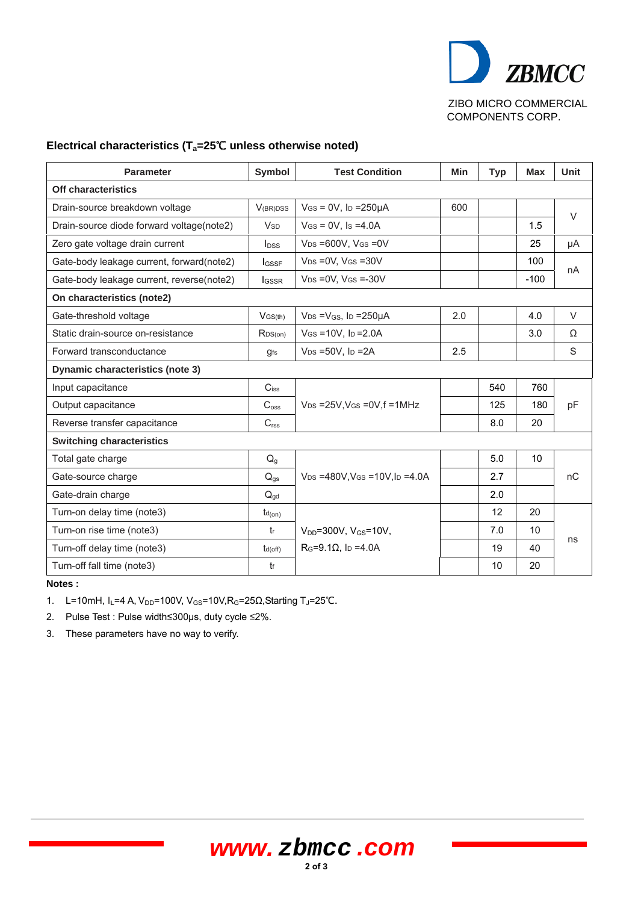ZBMCC

ZIBO MICRO COMMERCIAL COMPONENTS CORP.

## Electrical characteristics ($T_a$=25℃ unless otherwise noted)

| Parameter | Symbol | Test Condition | Min | Typ | Max | Unit |
|---|---|---|---|---|---|---|
| **Off characteristics** | | | | | | |
| Drain-source breakdown voltage | $V_{(BR)DSS}$ | $V_{GS}$ = 0V, $I_D$ =250μA | 600 | | | V |
| Drain-source diode forward voltage(note2) | $V_{SD}$ | $V_{GS}$ = 0V, $I_S$ =4.0A | | | 1.5 | V |
| Zero gate voltage drain current | $I_{DSS}$ | $V_{DS}$ =600V, $V_{GS}$ =0V | | | 25 | μA |
| Gate-body leakage current, forward(note2) | $I_{GSSF}$ | $V_{DS}$ =0V, $V_{GS}$ =30V | | | 100 | nA |
| Gate-body leakage current, reverse(note2) | $I_{GSSR}$ | $V_{DS}$ =0V, $V_{GS}$ =-30V | | | -100 | nA |
| **On characteristics (note2)** | | | | | | |
| Gate-threshold voltage | $V_{GS(th)}$ | $V_{DS}$ =$V_{GS}$, $I_D$ =250μA | 2.0 | | 4.0 | V |
| Static drain-source on-resistance | $R_{DS(on)}$ | $V_{GS}$ =10V, $I_D$ =2.0A | | | 3.0 | Ω |
| Forward transconductance | $g_{fs}$ | $V_{DS}$ =50V, $I_D$ =2A | 2.5 | | | S |
| **Dynamic characteristics (note 3)** | | | | | | |
| Input capacitance | $C_{iss}$ | $V_{DS}$ =25V,$V_{GS}$ =0V,f =1MHz | | 540 | 760 | pF |
| Output capacitance | $C_{oss}$ | $V_{DS}$ =25V,$V_{GS}$ =0V,f =1MHz | | 125 | 180 | pF |
| Reverse transfer capacitance | $C_{rss}$ | $V_{DS}$ =25V,$V_{GS}$ =0V,f =1MHz | | 8.0 | 20 | pF |
| **Switching characteristics** | | | | | | |
| Total gate charge | $Q_g$ | $V_{DS}$ =480V,$V_{GS}$ =10V,$I_D$ =4.0A | | 5.0 | 10 | nC |
| Gate-source charge | $Q_{gs}$ | $V_{DS}$ =480V,$V_{GS}$ =10V,$I_D$ =4.0A | | 2.7 | | nC |
| Gate-drain charge | $Q_{gd}$ | $V_{DS}$ =480V,$V_{GS}$ =10V,$I_D$ =4.0A | | 2.0 | | nC |
| Turn-on delay time (note3) | $t_{d(on)}$ | $V_{DD}$=300V, $V_{GS}$=10V, $R_G$=9.1Ω, $I_D$ =4.0A | | 12 | 20 | ns |
| Turn-on rise time (note3) | $t_r$ | $V_{DD}$=300V, $V_{GS}$=10V, $R_G$=9.1Ω, $I_D$ =4.0A | | 7.0 | 10 | ns |
| Turn-off delay time (note3) | $t_{d(off)}$ | $V_{DD}$=300V, $V_{GS}$=10V, $R_G$=9.1Ω, $I_D$ =4.0A | | 19 | 40 | ns |
| Turn-off fall time (note3) | $t_f$ | $V_{DD}$=300V, $V_{GS}$=10V, $R_G$=9.1Ω, $I_D$ =4.0A | | 10 | 20 | ns |

**Notes :**

1. L=10mH, $I_L$=4 A, $V_{DD}$=100V, $V_{GS}$=10V,$R_G$=25Ω,Starting $T_J$=25℃.
2. Pulse Test : Pulse width≤300μs, duty cycle ≤2%.
3. These parameters have no way to verify.

www.zbmcc.com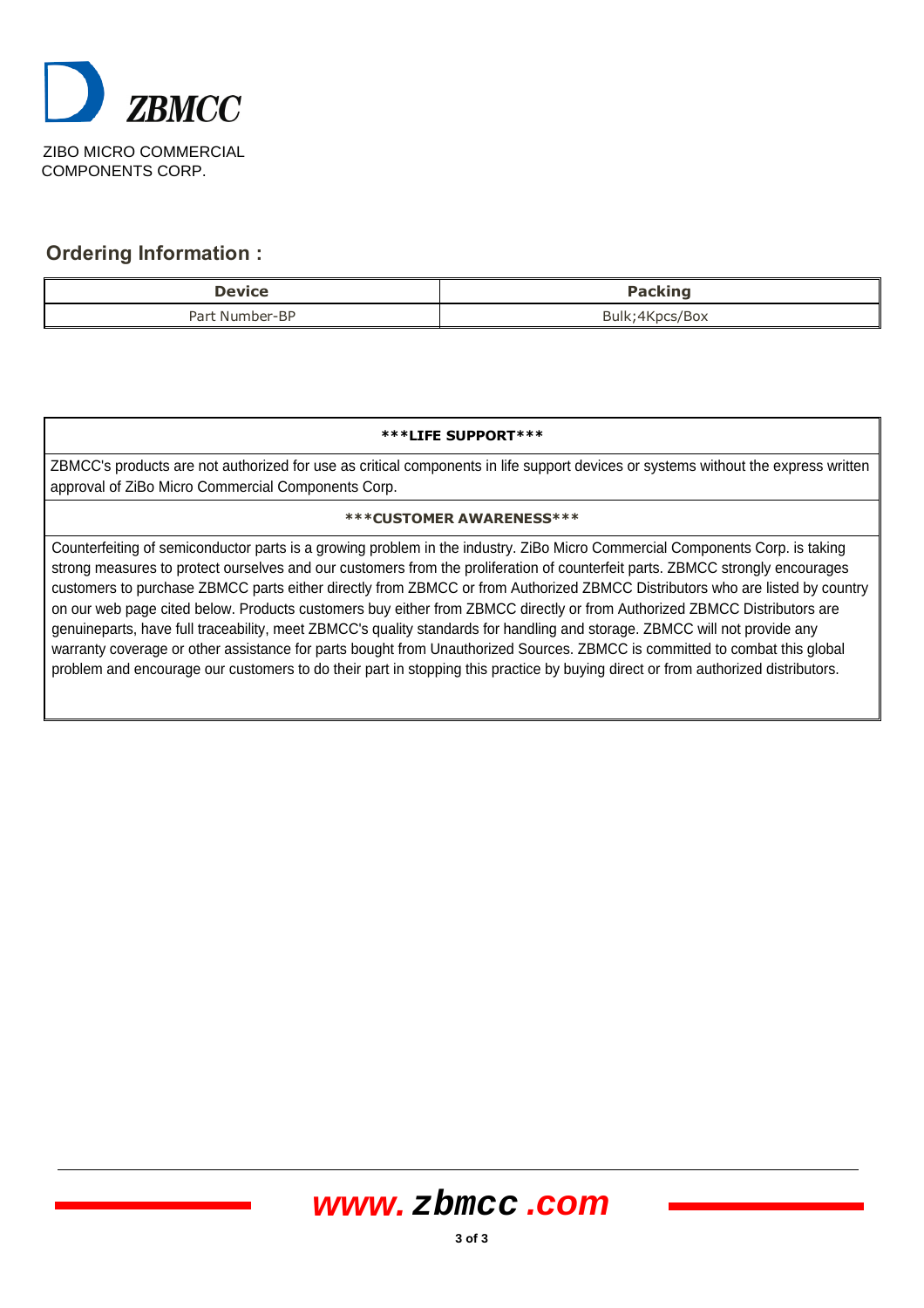ZBMCC

ZIBO MICRO COMMERCIAL COMPONENTS CORP.

## Ordering Information :

| Device | Packing |
|---|---|
| Part Number-BP | Bulk;4Kpcs/Box |

| ***LIFE SUPPORT*** |
|---|
| ZBMCC's products are not authorized for use as critical components in life support devices or systems without the express written approval of ZiBo Micro Commercial Components Corp. |
| ***CUSTOMER AWARENESS*** |
| Counterfeiting of semiconductor parts is a growing problem in the industry. ZiBo Micro Commercial Components Corp. is taking strong measures to protect ourselves and our customers from the proliferation of counterfeit parts. ZBMCC strongly encourages customers to purchase ZBMCC parts either directly from ZBMCC or from Authorized ZBMCC Distributors who are listed by country on our web page cited below. Products customers buy either from ZBMCC directly or from Authorized ZBMCC Distributors are genuineparts, have full traceability, meet ZBMCC's quality standards for handling and storage. ZBMCC will not provide any warranty coverage or other assistance for parts bought from Unauthorized Sources. ZBMCC is committed to combat this global problem and encourage our customers to do their part in stopping this practice by buying direct or from authorized distributors. |

www. zbmcc .com